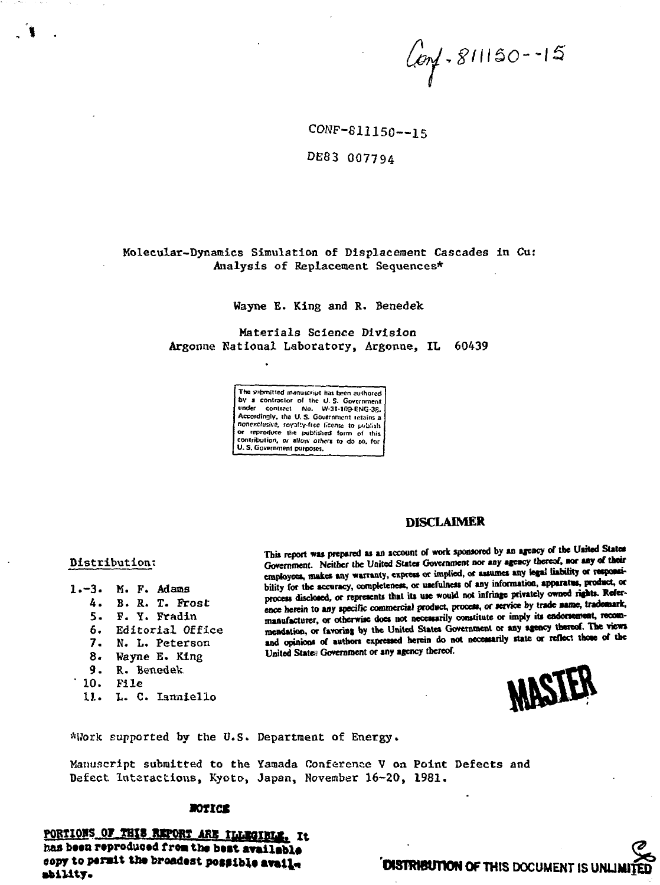Conf-811150--15

CONF-811150--15

DE83 007794

# Molecular-Dynamics Simulation of Displacement Cascades in Cu: Analysis of Replacement Sequences*

Wayne E. King and R. Benedek

Materials Science Division
Argonne National Laboratory, Argonne, IL 60439

The submitted manuscript has been authored by a contractor of the U. S. Government under contract No. W-31-109-ENG-38. Accordingly, the U. S. Government retains a nonexclusive, royalty-free license to publish or reproduce the published form of this contribution, or allow others to do so, for U. S. Government purposes.

**DISCLAIMER**

This report was prepared as an account of work sponsored by an agency of the United States Government. Neither the United States Government nor any agency thereof, nor any of their employees, makes any warranty, express or implied, or assumes any legal liability or responsibility for the accuracy, completeness, or usefulness of any information, apparatus, product, or process disclosed, or represents that its use would not infringe privately owned rights. Reference herein to any specific commercial product, process, or service by trade name, trademark, manufacturer, or otherwise does not necessarily constitute or imply its endorsement, recommendation, or favoring by the United States Government or any agency thereof. The views and opinions of authors expressed herein do not necessarily state or reflect those of the United States Government or any agency thereof.

Distribution:

1.-3. M. F. Adams
4. B. R. T. Frost
5. F. Y. Fradin
6. Editorial Office
7. N. L. Peterson
8. Wayne E. King
9. R. Benedek
10. File
11. L. C. Ianniello

MASTER

*Work supported by the U.S. Department of Energy.

Manuscript submitted to the Yamada Conference V on Point Defects and Defect Interactions, Kyoto, Japan, November 16-20, 1981.

**NOTICE**

**PORTIONS OF THIS REPORT ARE ILLEGIBLE. It has been reproduced from the best available copy to permit the broadest possible availability.**

**DISTRIBUTION OF THIS DOCUMENT IS UNLIMITED**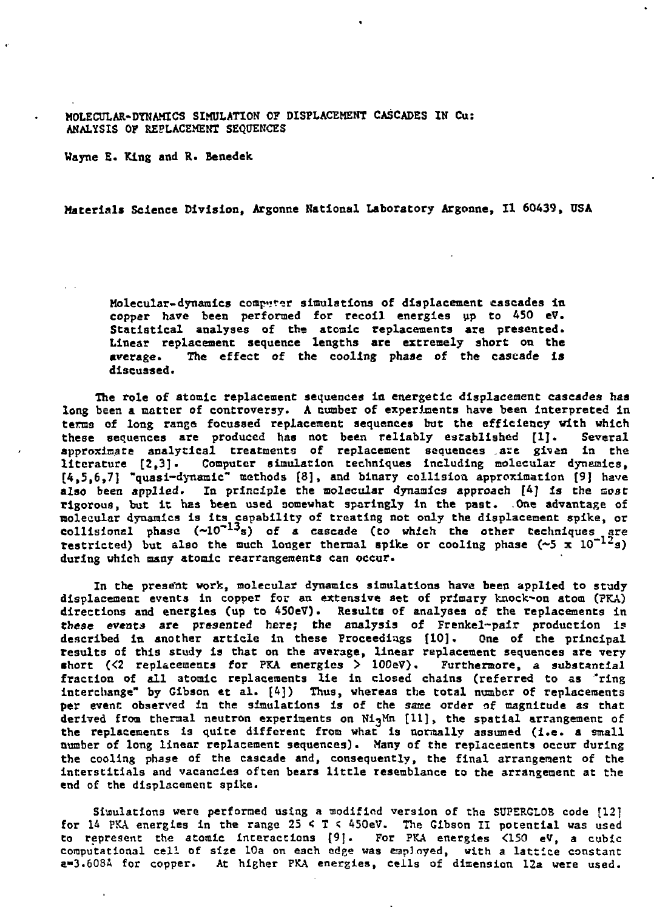# MOLECULAR-DYNAMICS SIMULATION OF DISPLACEMENT CASCADES IN Cu: ANALYSIS OF REPLACEMENT SEQUENCES

Wayne E. King and R. Benedek

Materials Science Division, Argonne National Laboratory Argonne, Il 60439, USA

Molecular-dynamics computer simulations of displacement cascades in copper have been performed for recoil energies up to 450 eV. Statistical analyses of the atomic replacements are presented. Linear replacement sequence lengths are extremely short on the average. The effect of the cooling phase of the cascade is discussed.

The role of atomic replacement sequences in energetic displacement cascades has long been a matter of controversy. A number of experiments have been interpreted in terms of long range focussed replacement sequences but the efficiency with which these sequences are produced has not been reliably established [1]. Several approximate analytical treatments of replacement sequences are given in the literature [2,3]. Computer simulation techniques including molecular dynamics, [4,5,6,7] "quasi-dynamic" methods [8], and binary collision approximation [9] have also been applied. In principle the molecular dynamics approach [4] is the most rigorous, but it has been used somewhat sparingly in the past. One advantage of molecular dynamics is its capability of treating not only the displacement spike, or collisional phase ($\sim 10^{-13}$s) of a cascade (to which the other techniques are restricted) but also the much longer thermal spike or cooling phase ($\sim 5 \times 10^{-12}$s) during which many atomic rearrangements can occur.

In the present work, molecular dynamics simulations have been applied to study displacement events in copper for an extensive set of primary knock-on atom (PKA) directions and energies (up to 450eV). Results of analyses of the replacements in these events are presented here; the analysis of Frenkel-pair production is described in another article in these Proceedings [10]. One of the principal results of this study is that on the average, linear replacement sequences are very short (<2 replacements for PKA energies > 100eV). Furthermore, a substantial fraction of all atomic replacements lie in closed chains (referred to as "ring interchange" by Gibson et al. [4]) Thus, whereas the total number of replacements per event observed in the simulations is of the same order of magnitude as that derived from thermal neutron experiments on $Ni_3Mn$ [11], the spatial arrangement of the replacements is quite different from what is normally assumed (i.e. a small number of long linear replacement sequences). Many of the replacements occur during the cooling phase of the cascade and, consequently, the final arrangement of the interstitials and vacancies often bears little resemblance to the arrangement at the end of the displacement spike.

Simulations were performed using a modified version of the SUPERGLOB code [12] for 14 PKA energies in the range $25 \leq T \leq 450$eV. The Gibson II potential was used to represent the atomic interactions [9]. For PKA energies <150 eV, a cubic computational cell of size 10a on each edge was employed, with a lattice constant a=3.608Å for copper. At higher PKA energies, cells of dimension 12a were used.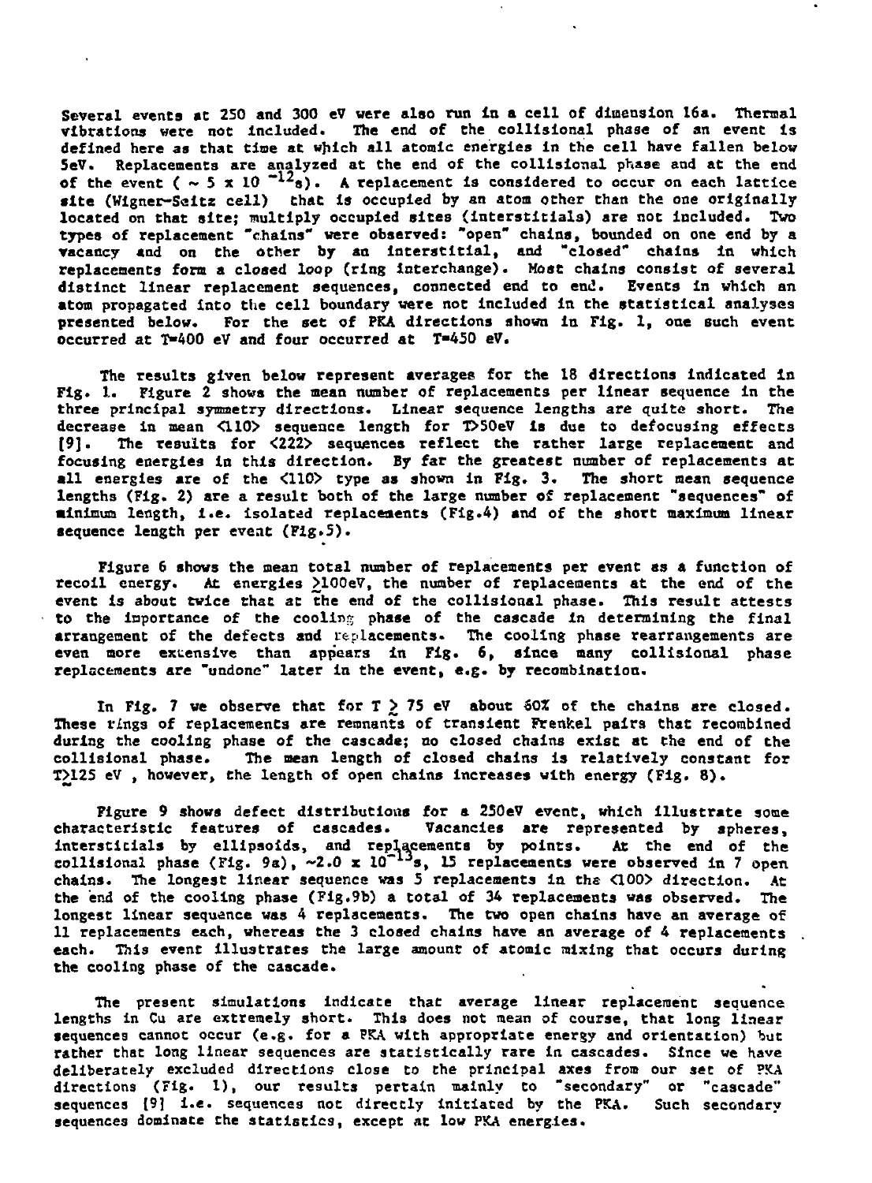Several events at 250 and 300 eV were also run in a cell of dimension 16a. Thermal vibrations were not included. The end of the collisional phase of an event is defined here as that time at which all atomic energies in the cell have fallen below 5eV. Replacements are analyzed at the end of the collisional phase and at the end of the event ( $\sim 5 \times 10^{-12}$s). A replacement is considered to occur on each lattice site (Wigner-Seitz cell) that is occupied by an atom other than the one originally located on that site; multiply occupied sites (interstitials) are not included. Two types of replacement "chains" were observed: "open" chains, bounded on one end by a vacancy and on the other by an interstitial, and "closed" chains in which replacements form a closed loop (ring interchange). Most chains consist of several distinct linear replacement sequences, connected end to end. Events in which an atom propagated into the cell boundary were not included in the statistical analyses presented below. For the set of PKA directions shown in Fig. 1, one such event occurred at T=400 eV and four occurred at T=450 eV.

The results given below represent averages for the 18 directions indicated in Fig. 1. Figure 2 shows the mean number of replacements per linear sequence in the three principal symmetry directions. Linear sequence lengths are quite short. The decrease in mean <110> sequence length for T>50eV is due to defocusing effects [9]. The results for <222> sequences reflect the rather large replacement and focusing energies in this direction. By far the greatest number of replacements at all energies are of the <110> type as shown in Fig. 3. The short mean sequence lengths (Fig. 2) are a result both of the large number of replacement "sequences" of minimum length, i.e. isolated replacements (Fig.4) and of the short maximum linear sequence length per event (Fig.5).

Figure 6 shows the mean total number of replacements per event as a function of recoil energy. At energies $\gtrsim$100eV, the number of replacements at the end of the event is about twice that at the end of the collisional phase. This result attests to the importance of the cooling phase of the cascade in determining the final arrangement of the defects and replacements. The cooling phase rearrangements are even more extensive than appears in Fig. 6, since many collisional phase replacements are "undone" later in the event, e.g. by recombination.

In Fig. 7 we observe that for T $\gtrsim$ 75 eV about 60% of the chains are closed. These rings of replacements are remnants of transient Frenkel pairs that recombined during the cooling phase of the cascade; no closed chains exist at the end of the collisional phase. The mean length of closed chains is relatively constant for T$\gtrsim$125 eV , however, the length of open chains increases with energy (Fig. 8).

Figure 9 shows defect distributions for a 250eV event, which illustrate some characteristic features of cascades. Vacancies are represented by spheres, interstitials by ellipsoids, and replacements by points. At the end of the collisional phase (Fig. 9a), ~$2.0 \times 10^{-13}$s, 15 replacements were observed in 7 open chains. The longest linear sequence was 5 replacements in the <100> direction. At the end of the cooling phase (Fig.9b) a total of 34 replacements was observed. The longest linear sequence was 4 replacements. The two open chains have an average of 11 replacements each, whereas the 3 closed chains have an average of 4 replacements each. This event illustrates the large amount of atomic mixing that occurs during the cooling phase of the cascade.

The present simulations indicate that average linear replacement sequence lengths in Cu are extremely short. This does not mean of course, that long linear sequences cannot occur (e.g. for a PKA with appropriate energy and orientation) but rather that long linear sequences are statistically rare in cascades. Since we have deliberately excluded directions close to the principal axes from our set of PKA directions (Fig. 1), our results pertain mainly to "secondary" or "cascade" sequences [9] i.e. sequences not directly initiated by the PKA. Such secondary sequences dominate the statistics, except at low PKA energies.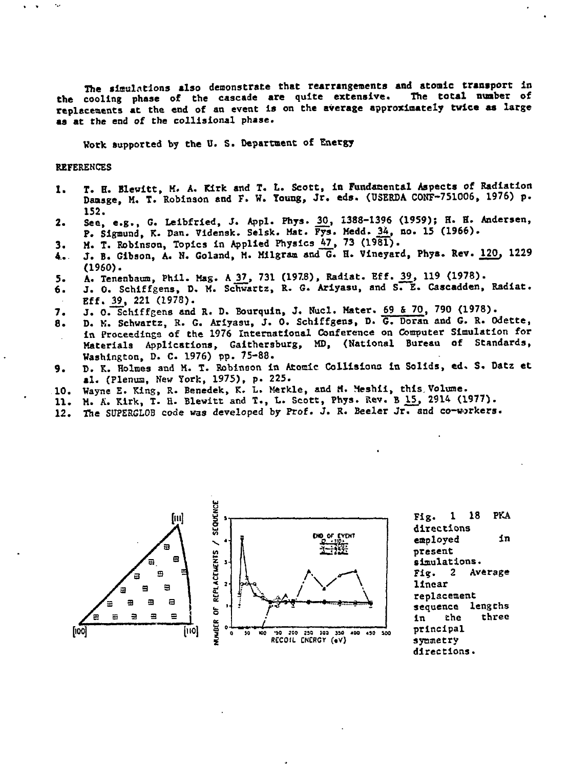The simulations also demonstrate that rearrangements and atomic transport in the cooling phase of the cascade are quite extensive. The total number of replacements at the end of an event is on the average approximately twice as large as at the end of the collisional phase.

Work supported by the U. S. Department of Energy

## REFERENCES

1. T. H. Blewitt, M. A. Kirk and T. L. Scott, in Fundamental Aspects of Radiation Damage, M. T. Robinson and F. W. Young, Jr. eds. (USERDA CONF-751006, 1976) p. 152.
2. See, e.g., G. Leibfried, J. Appl. Phys. 30, 1388-1396 (1959); H. H. Andersen, P. Sigmund, K. Dan. Vidensk. Selsk. Mat. Fys. Medd. 34, no. 15 (1966).
3. M. T. Robinson, Topics in Applied Physics 47, 73 (1981).
4. J. B. Gibson, A. N. Goland, M. Milgram and G. H. Vineyard, Phys. Rev. 120, 1229 (1960).
5. A. Tenenbaum, Phil. Mag. A 37, 731 (1978), Radiat. Eff. 39, 119 (1978).
6. J. O. Schiffgens, D. M. Schwartz, R. G. Ariyasu, and S. E. Cascadden, Radiat. Eff. 39, 221 (1978).
7. J. O. Schiffgens and R. D. Bourquin, J. Nucl. Mater. 69 & 70, 790 (1978).
8. D. M. Schwartz, R. G. Ariyasu, J. O. Schiffgens, D. G. Doran and G. R. Odette, in Proceedings of the 1976 International Conference on Computer Simulation for Materials Applications, Gaithersburg, MD, (National Bureau of Standards, Washington, D. C. 1976) pp. 75-88.
9. D. K. Holmes and M. T. Robinson in Atomic Collisions in Solids, ed. S. Datz et al. (Plenum, New York, 1975), p. 225.
10. Wayne E. King, R. Benedek, K. L. Merkle, and M. Meshii, this Volume.
11. M. A. Kirk, T. H. Blewitt and T. L. Scott, Phys. Rev. B 15, 2914 (1977).
12. The SUPERGLOB code was developed by Prof. J. R. Beeler Jr. and co-workers.

Fig. 1 18 PKA directions employed in present simulations.

Fig. 2 Average linear replacement sequence lengths in the three principal symmetry directions.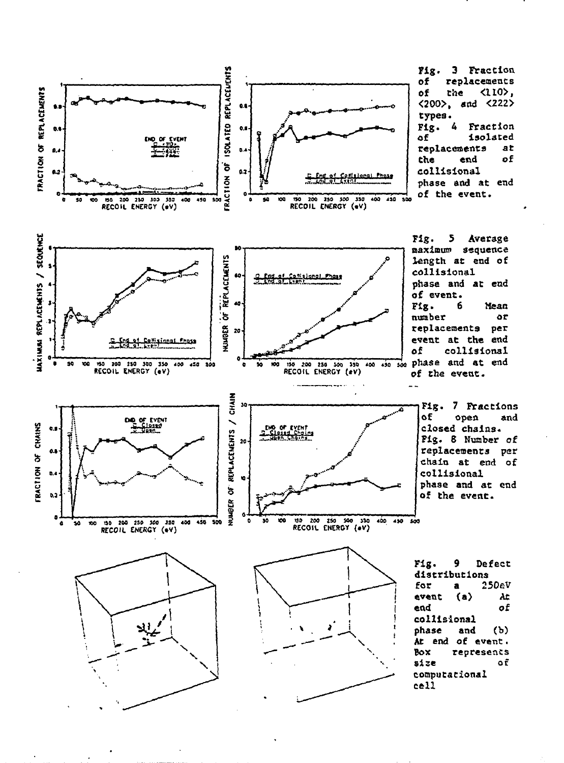FRACTION OF REPLACEMENTS

END OF EVENT
<110>
<200>
<222>
FNN

RECOIL ENERGY (eV)

FRACTION OF ISOLATED REPLACEMENTS

End of Collisional Phase
End of Event

RECOIL ENERGY (eV)

Fig. 3 Fraction of replacements of the <110>, <200>, and <222> types.

Fig. 4 Fraction of isolated replacements at the end of collisional phase and at end of the event.

MAXIMUM REPLACEMENTS / SEQUENCE

End of Collisional Phase
End of Event

RECOIL ENERGY (eV)

NUMBER OF REPLACEMENTS

End of Collisional Phase
End of Event

RECOIL ENERGY (eV)

Fig. 5 Average maximum sequence length at end of collisional phase and at end of event.

Fig. 6 Mean number or replacements per event at the end of collisional phase and at end of the event.

FRACTION OF CHAINS

END OF EVENT
Closed
Open

RECOIL ENERGY (eV)

NUMBER OF REPLACEMENTS / CHAIN

END OF EVENT
Closed Chains
Open Chains

RECOIL ENERGY (eV)

Fig. 7 Fractions of open and closed chains.

Fig. 8 Number of replacements per chain at end of collisional phase and at end of the event.

Fig. 9 Defect distributions for a 250eV event (a) At end of collisional phase and (b) At end of event. Box represents size of computational cell